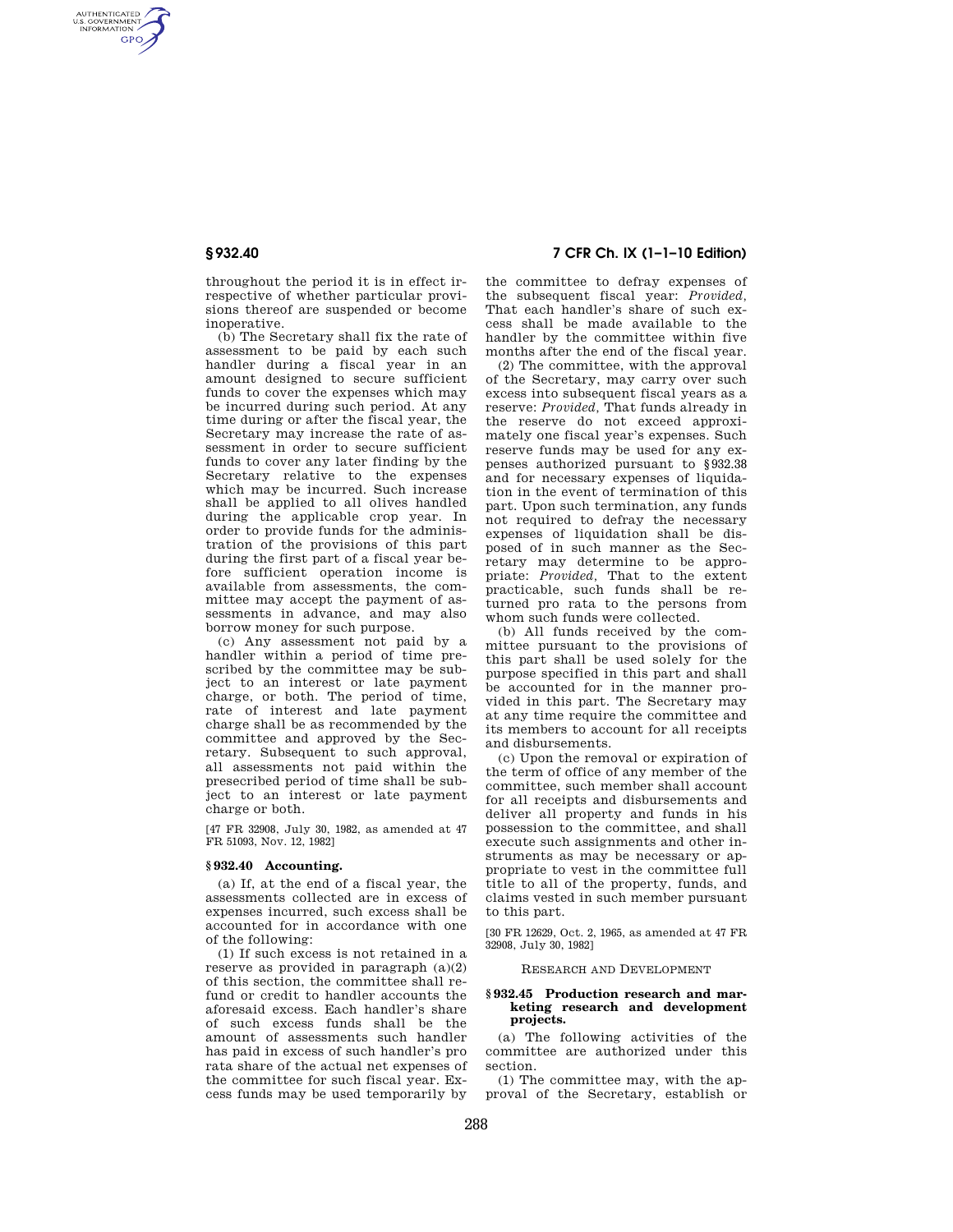throughout the period it is in effect irrespective of whether particular provisions thereof are suspended or become inoperative.

(b) The Secretary shall fix the rate of assessment to be paid by each such handler during a fiscal year in an amount designed to secure sufficient funds to cover the expenses which may be incurred during such period. At any time during or after the fiscal year, the Secretary may increase the rate of assessment in order to secure sufficient funds to cover any later finding by the Secretary relative to the expenses which may be incurred. Such increase shall be applied to all olives handled during the applicable crop year. In order to provide funds for the administration of the provisions of this part during the first part of a fiscal year before sufficient operation income is available from assessments, the committee may accept the payment of assessments in advance, and may also borrow money for such purpose.

(c) Any assessment not paid by a handler within a period of time prescribed by the committee may be subject to an interest or late payment charge, or both. The period of time, rate of interest and late payment charge shall be as recommended by the committee and approved by the Secretary. Subsequent to such approval, all assessments not paid within the prescribed period of time shall be subject to an interest or late payment charge or both.

[47 FR 32908, July 30, 1982, as amended at 47 FR 51093, Nov. 12, 1982]

### § 932.40 Accounting.

(a) If, at the end of a fiscal year, the assessments collected are in excess of expenses incurred, such excess shall be accounted for in accordance with one of the following:

(1) If such excess is not retained in a reserve as provided in paragraph (a)(2) of this section, the committee shall refund or credit to handler accounts the aforesaid excess. Each handler's share of such excess funds shall be the amount of assessments such handler has paid in excess of such handler's pro rata share of the actual net expenses of the committee for such fiscal year. Excess funds may be used temporarily by the committee to defray expenses of the subsequent fiscal year: *Provided*, That each handler's share of such excess shall be made available to the handler by the committee within five months after the end of the fiscal year.

(2) The committee, with the approval of the Secretary, may carry over such excess into subsequent fiscal years as a reserve: *Provided*, That funds already in the reserve do not exceed approximately one fiscal year's expenses. Such reserve funds may be used for any expenses authorized pursuant to §932.38 and for necessary expenses of liquidation in the event of termination of this part. Upon such termination, any funds not required to defray the necessary expenses of liquidation shall be disposed of in such manner as the Secretary may determine to be appropriate: *Provided*, That to the extent practicable, such funds shall be returned pro rata to the persons from whom such funds were collected.

(b) All funds received by the committee pursuant to the provisions of this part shall be used solely for the purpose specified in this part and shall be accounted for in the manner provided in this part. The Secretary may at any time require the committee and its members to account for all receipts and disbursements.

(c) Upon the removal or expiration of the term of office of any member of the committee, such member shall account for all receipts and disbursements and deliver all property and funds in his possession to the committee, and shall execute such assignments and other instruments as may be necessary or appropriate to vest in the committee full title to all of the property, funds, and claims vested in such member pursuant to this part.

[30 FR 12629, Oct. 2, 1965, as amended at 47 FR 32908, July 30, 1982]

## Research and Development

### § 932.45 Production research and marketing research and development projects.

(a) The following activities of the committee are authorized under this section.

(1) The committee may, with the approval of the Secretary, establish or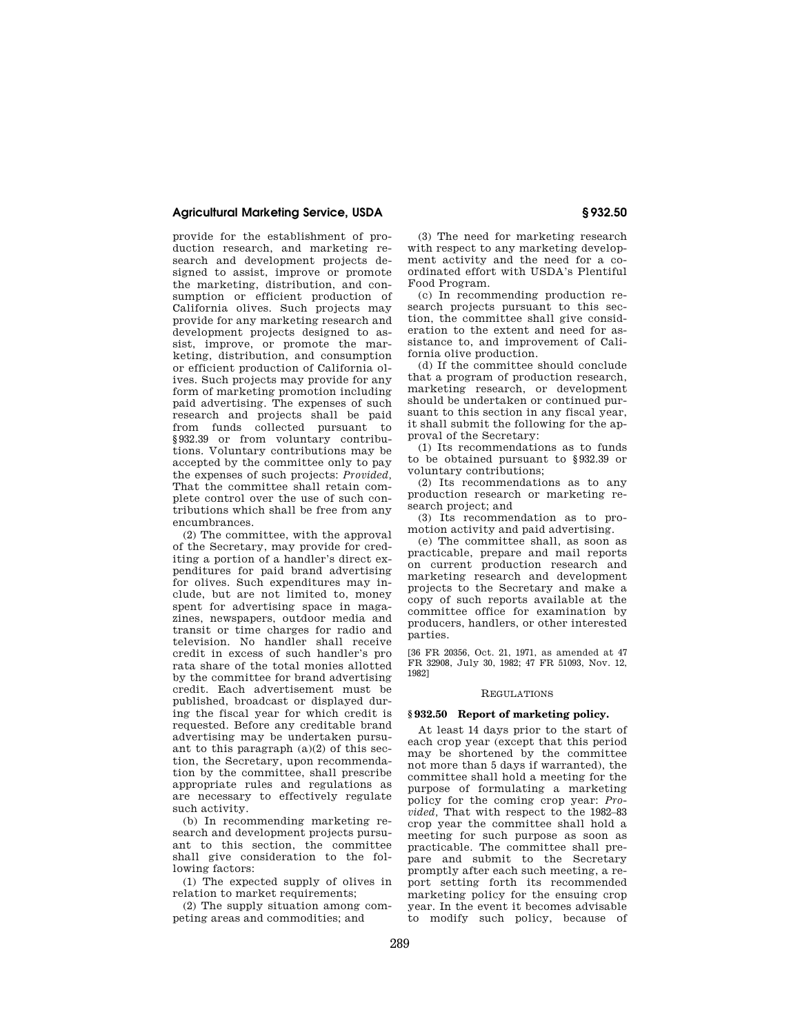provide for the establishment of production research, and marketing research and development projects designed to assist, improve or promote the marketing, distribution, and consumption or efficient production of California olives. Such projects may provide for any marketing research and development projects designed to assist, improve, or promote the marketing, distribution, and consumption or efficient production of California olives. Such projects may provide for any form of marketing promotion including paid advertising. The expenses of such research and projects shall be paid from funds collected pursuant to §932.39 or from voluntary contributions. Voluntary contributions may be accepted by the committee only to pay the expenses of such projects: *Provided*, That the committee shall retain complete control over the use of such contributions which shall be free from any encumbrances.

(2) The committee, with the approval of the Secretary, may provide for crediting a portion of a handler's direct expenditures for paid brand advertising for olives. Such expenditures may include, but are not limited to, money spent for advertising space in magazines, newspapers, outdoor media and transit or time charges for radio and television. No handler shall receive credit in excess of such handler's pro rata share of the total monies allotted by the committee for brand advertising credit. Each advertisement must be published, broadcast or displayed during the fiscal year for which credit is requested. Before any creditable brand advertising may be undertaken pursuant to this paragraph (a)(2) of this section, the Secretary, upon recommendation by the committee, shall prescribe appropriate rules and regulations as are necessary to effectively regulate such activity.

(b) In recommending marketing research and development projects pursuant to this section, the committee shall give consideration to the following factors:

(1) The expected supply of olives in relation to market requirements;

(2) The supply situation among competing areas and commodities; and

(3) The need for marketing research with respect to any marketing development activity and the need for a coordinated effort with USDA's Plentiful Food Program.

(c) In recommending production research projects pursuant to this section, the committee shall give consideration to the extent and need for assistance to, and improvement of California olive production.

(d) If the committee should conclude that a program of production research, marketing research, or development should be undertaken or continued pursuant to this section in any fiscal year, it shall submit the following for the approval of the Secretary:

(1) Its recommendations as to funds to be obtained pursuant to §932.39 or voluntary contributions;

(2) Its recommendations as to any production research or marketing research project; and

(3) Its recommendation as to promotion activity and paid advertising.

(e) The committee shall, as soon as practicable, prepare and mail reports on current production research and marketing research and development projects to the Secretary and make a copy of such reports available at the committee office for examination by producers, handlers, or other interested parties.

[36 FR 20356, Oct. 21, 1971, as amended at 47 FR 32908, July 30, 1982; 47 FR 51093, Nov. 12, 1982]

REGULATIONS

### §932.50 Report of marketing policy.

At least 14 days prior to the start of each crop year (except that this period may be shortened by the committee not more than 5 days if warranted), the committee shall hold a meeting for the purpose of formulating a marketing policy for the coming crop year: *Provided*, That with respect to the 1982–83 crop year the committee shall hold a meeting for such purpose as soon as practicable. The committee shall prepare and submit to the Secretary promptly after each such meeting, a report setting forth its recommended marketing policy for the ensuing crop year. In the event it becomes advisable to modify such policy, because of